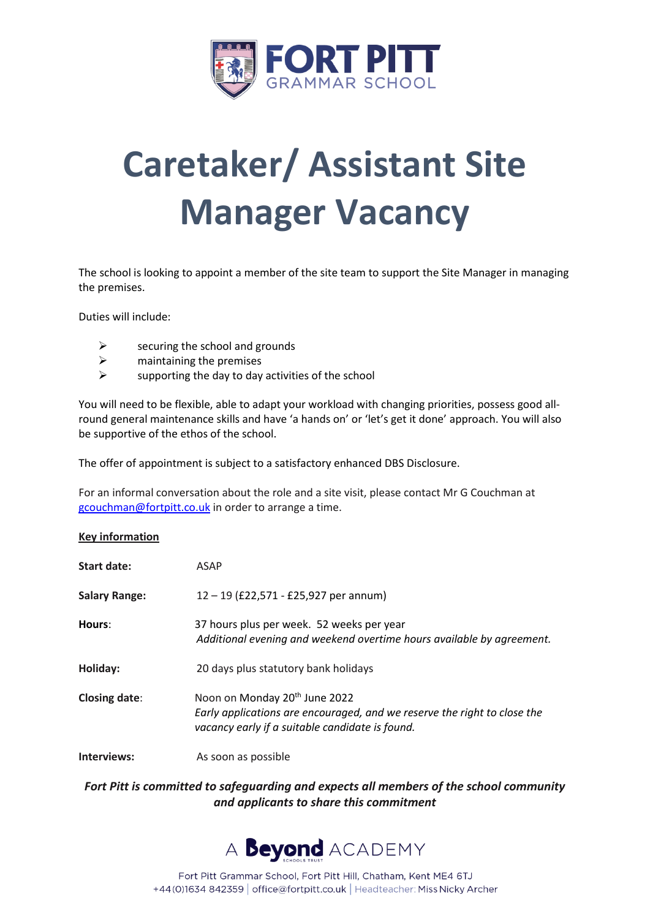FORT PITT GRAMMAR SCHOOL

# Caretaker/ Assistant Site Manager Vacancy

The school is looking to appoint a member of the site team to support the Site Manager in managing the premises.

Duties will include:

- securing the school and grounds
- maintaining the premises
- supporting the day to day activities of the school

You will need to be flexible, able to adapt your workload with changing priorities, possess good all-round general maintenance skills and have 'a hands on' or 'let's get it done' approach. You will also be supportive of the ethos of the school.

The offer of appointment is subject to a satisfactory enhanced DBS Disclosure.

For an informal conversation about the role and a site visit, please contact Mr G Couchman at gcouchman@fortpitt.co.uk in order to arrange a time.

**Key information**

| | |
|---|---|
| **Start date:** | ASAP |
| **Salary Range:** | 12 – 19 (£22,571 - £25,927 per annum) |
| **Hours:** | 37 hours plus per week. 52 weeks per year<br>*Additional evening and weekend overtime hours available by agreement.* |
| **Holiday:** | 20 days plus statutory bank holidays |
| **Closing date:** | Noon on Monday 20th June 2022<br>*Early applications are encouraged, and we reserve the right to close the vacancy early if a suitable candidate is found.* |
| **Interviews:** | As soon as possible |

***Fort Pitt is committed to safeguarding and expects all members of the school community and applicants to share this commitment***

A Beyond ACADEMY

Fort Pitt Grammar School, Fort Pitt Hill, Chatham, Kent ME4 6TJ
+44(0)1634 842359 | office@fortpitt.co.uk | Headteacher: Miss Nicky Archer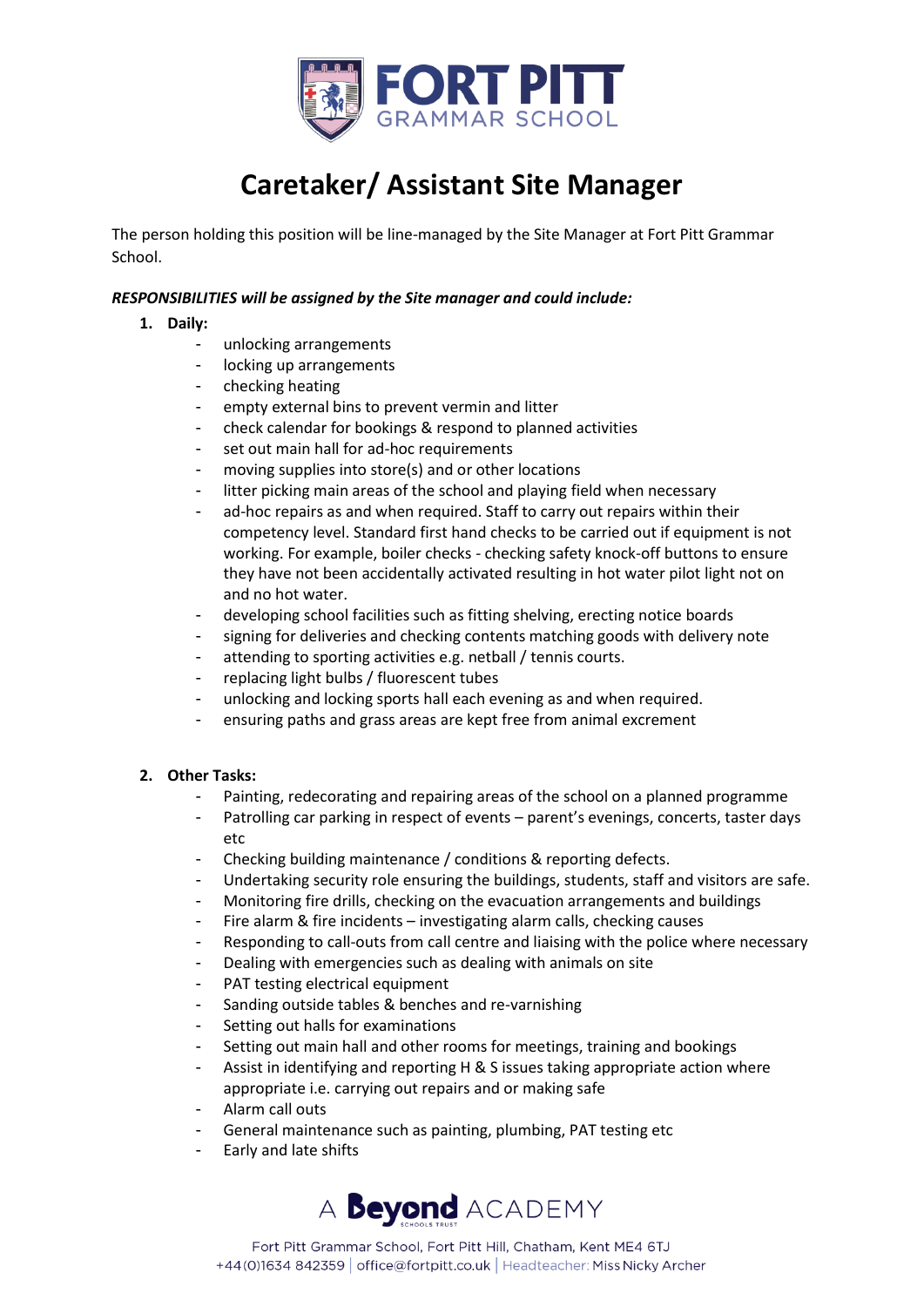# Caretaker/ Assistant Site Manager

The person holding this position will be line-managed by the Site Manager at Fort Pitt Grammar School.

***RESPONSIBILITIES will be assigned by the Site manager and could include:***

1. **Daily:**
    - unlocking arrangements
    - locking up arrangements
    - checking heating
    - empty external bins to prevent vermin and litter
    - check calendar for bookings & respond to planned activities
    - set out main hall for ad-hoc requirements
    - moving supplies into store(s) and or other locations
    - litter picking main areas of the school and playing field when necessary
    - ad-hoc repairs as and when required. Staff to carry out repairs within their competency level. Standard first hand checks to be carried out if equipment is not working. For example, boiler checks - checking safety knock-off buttons to ensure they have not been accidentally activated resulting in hot water pilot light not on and no hot water.
    - developing school facilities such as fitting shelving, erecting notice boards
    - signing for deliveries and checking contents matching goods with delivery note
    - attending to sporting activities e.g. netball / tennis courts.
    - replacing light bulbs / fluorescent tubes
    - unlocking and locking sports hall each evening as and when required.
    - ensuring paths and grass areas are kept free from animal excrement

2. **Other Tasks:**
    - Painting, redecorating and repairing areas of the school on a planned programme
    - Patrolling car parking in respect of events – parent's evenings, concerts, taster days etc
    - Checking building maintenance / conditions & reporting defects.
    - Undertaking security role ensuring the buildings, students, staff and visitors are safe.
    - Monitoring fire drills, checking on the evacuation arrangements and buildings
    - Fire alarm & fire incidents – investigating alarm calls, checking causes
    - Responding to call-outs from call centre and liaising with the police where necessary
    - Dealing with emergencies such as dealing with animals on site
    - PAT testing electrical equipment
    - Sanding outside tables & benches and re-varnishing
    - Setting out halls for examinations
    - Setting out main hall and other rooms for meetings, training and bookings
    - Assist in identifying and reporting H & S issues taking appropriate action where appropriate i.e. carrying out repairs and or making safe
    - Alarm call outs
    - General maintenance such as painting, plumbing, PAT testing etc
    - Early and late shifts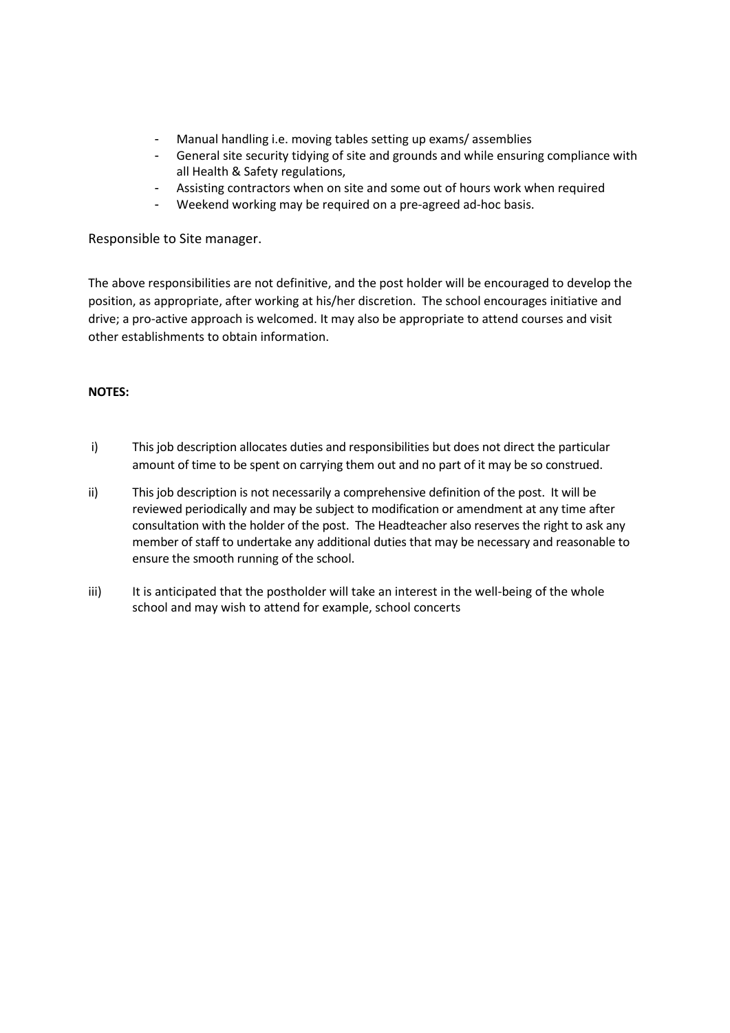- Manual handling i.e. moving tables setting up exams/ assemblies
- General site security tidying of site and grounds and while ensuring compliance with all Health & Safety regulations,
- Assisting contractors when on site and some out of hours work when required
- Weekend working may be required on a pre-agreed ad-hoc basis.

Responsible to Site manager.

The above responsibilities are not definitive, and the post holder will be encouraged to develop the position, as appropriate, after working at his/her discretion. The school encourages initiative and drive; a pro-active approach is welcomed. It may also be appropriate to attend courses and visit other establishments to obtain information.

**NOTES:**

i) This job description allocates duties and responsibilities but does not direct the particular amount of time to be spent on carrying them out and no part of it may be so construed.

ii) This job description is not necessarily a comprehensive definition of the post. It will be reviewed periodically and may be subject to modification or amendment at any time after consultation with the holder of the post. The Headteacher also reserves the right to ask any member of staff to undertake any additional duties that may be necessary and reasonable to ensure the smooth running of the school.

iii) It is anticipated that the postholder will take an interest in the well-being of the whole school and may wish to attend for example, school concerts